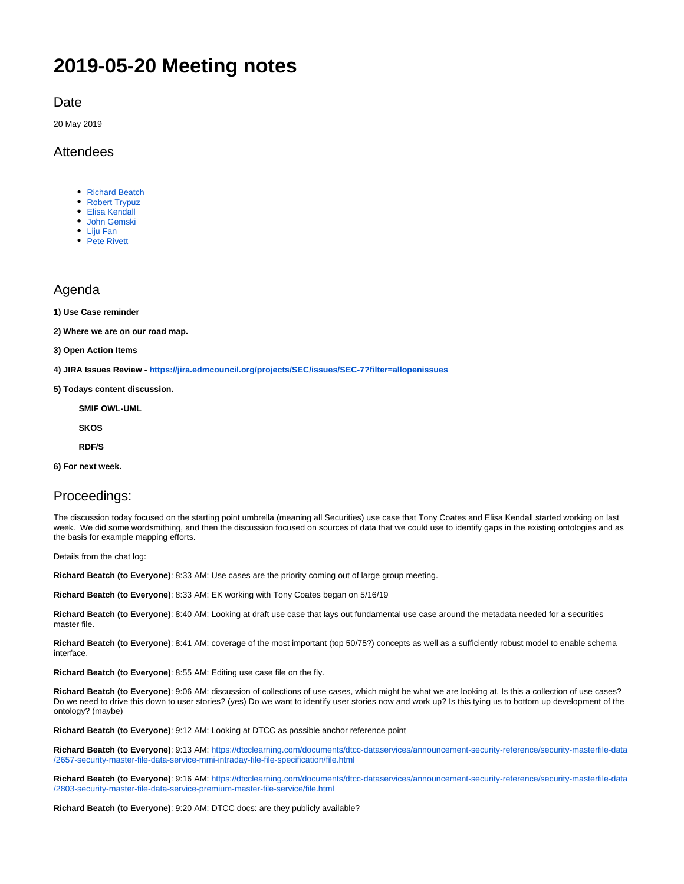# 2019-05-20 Meeting notes

## Date

20 May 2019

## Attendees

- Richard Beatch
- Robert Trypuz
- Elisa Kendall
- John Gemski
- Liju Fan
- Pete Rivett

## Agenda

**1) Use Case reminder**

**2) Where we are on our road map.**

**3) Open Action Items**

**4) JIRA Issues Review - https://jira.edmcouncil.org/projects/SEC/issues/SEC-7?filter=allopenissues**

**5) Todays content discussion.**

**SMIF OWL-UML**

**SKOS**

**RDF/S**

**6) For next week.**

## Proceedings:

The discussion today focused on the starting point umbrella (meaning all Securities) use case that Tony Coates and Elisa Kendall started working on last week. We did some wordsmithing, and then the discussion focused on sources of data that we could use to identify gaps in the existing ontologies and as the basis for example mapping efforts.

Details from the chat log:

**Richard Beatch (to Everyone)**: 8:33 AM: Use cases are the priority coming out of large group meeting.

**Richard Beatch (to Everyone)**: 8:33 AM: EK working with Tony Coates began on 5/16/19

**Richard Beatch (to Everyone)**: 8:40 AM: Looking at draft use case that lays out fundamental use case around the metadata needed for a securities master file.

**Richard Beatch (to Everyone)**: 8:41 AM: coverage of the most important (top 50/75?) concepts as well as a sufficiently robust model to enable schema interface.

**Richard Beatch (to Everyone)**: 8:55 AM: Editing use case file on the fly.

**Richard Beatch (to Everyone)**: 9:06 AM: discussion of collections of use cases, which might be what we are looking at. Is this a collection of use cases? Do we need to drive this down to user stories? (yes) Do we want to identify user stories now and work up? Is this tying us to bottom up development of the ontology? (maybe)

**Richard Beatch (to Everyone)**: 9:12 AM: Looking at DTCC as possible anchor reference point

**Richard Beatch (to Everyone)**: 9:13 AM: https://dtcclearning.com/documents/dtcc-dataservices/announcement-security-reference/security-masterfile-data/2657-security-master-file-data-service-mmi-intraday-file-file-specification/file.html

**Richard Beatch (to Everyone)**: 9:16 AM: https://dtcclearning.com/documents/dtcc-dataservices/announcement-security-reference/security-masterfile-data/2803-security-master-file-data-service-premium-master-file-service/file.html

**Richard Beatch (to Everyone)**: 9:20 AM: DTCC docs: are they publicly available?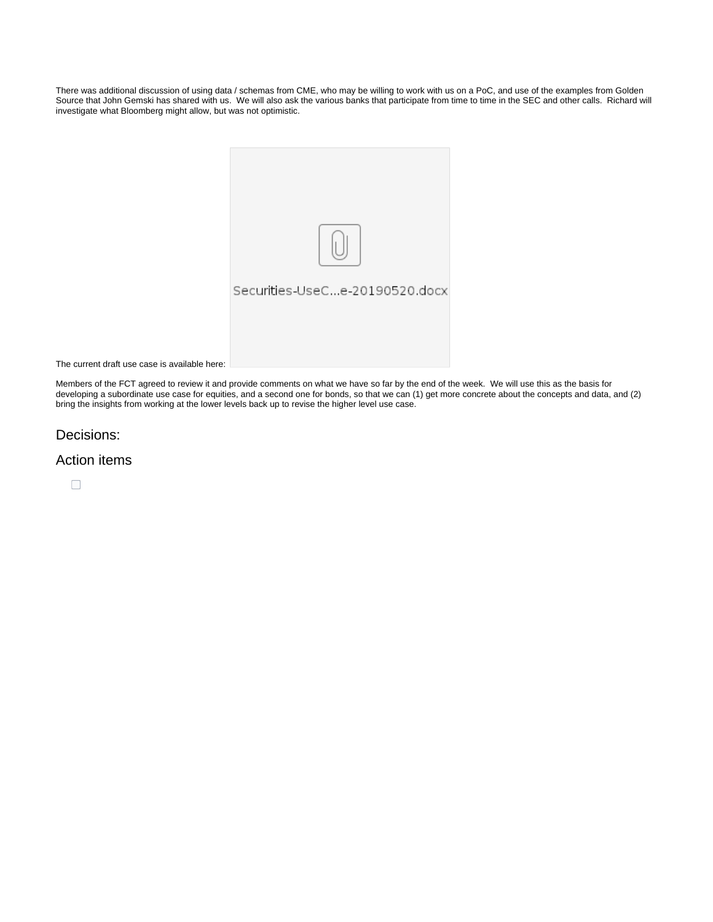There was additional discussion of using data / schemas from CME, who may be willing to work with us on a PoC, and use of the examples from Golden Source that John Gemski has shared with us. We will also ask the various banks that participate from time to time in the SEC and other calls. Richard will investigate what Bloomberg might allow, but was not optimistic.

The current draft use case is available here: Securities-UseC...e-20190520.docx

Members of the FCT agreed to review it and provide comments on what we have so far by the end of the week. We will use this as the basis for developing a subordinate use case for equities, and a second one for bonds, so that we can (1) get more concrete about the concepts and data, and (2) bring the insights from working at the lower levels back up to revise the higher level use case.

## Decisions:

## Action items

- [ ]